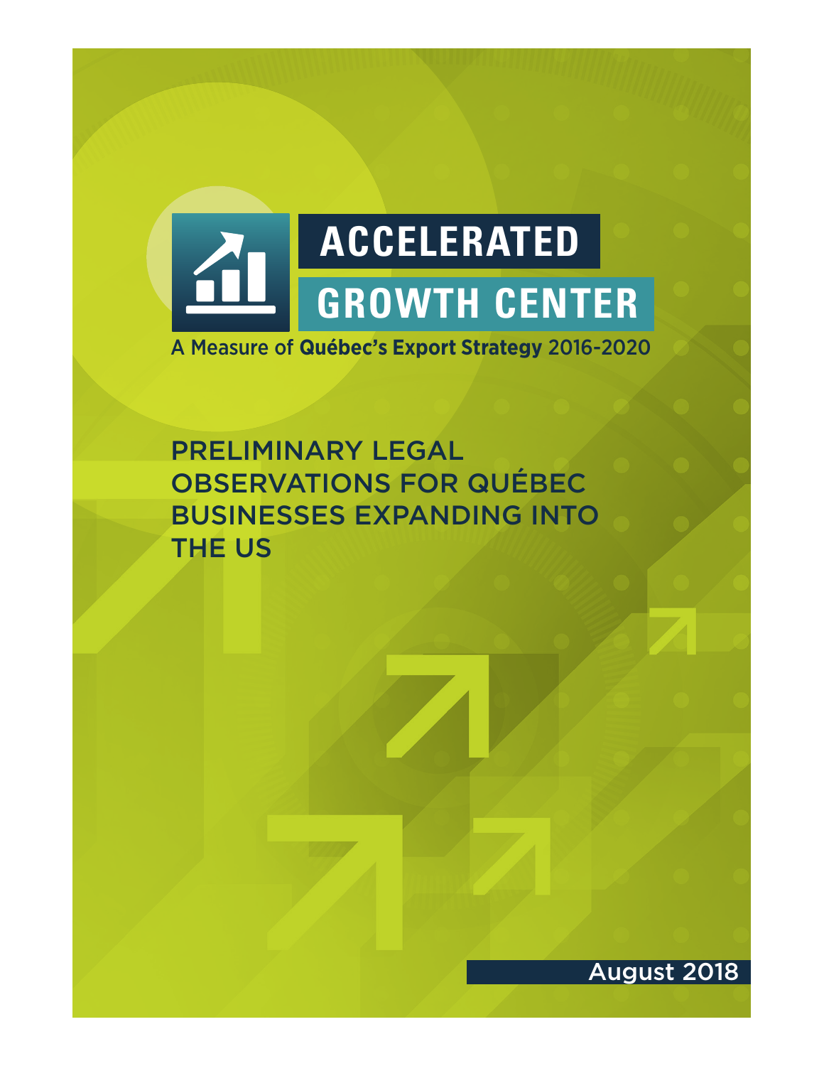# ACCELERATED GROWTH CENTER

A Measure of **Québec's Export Strategy** 2016-2020

## PRELIMINARY LEGAL OBSERVATIONS FOR QUÉBEC BUSINESSES EXPANDING INTO THE US

August 2018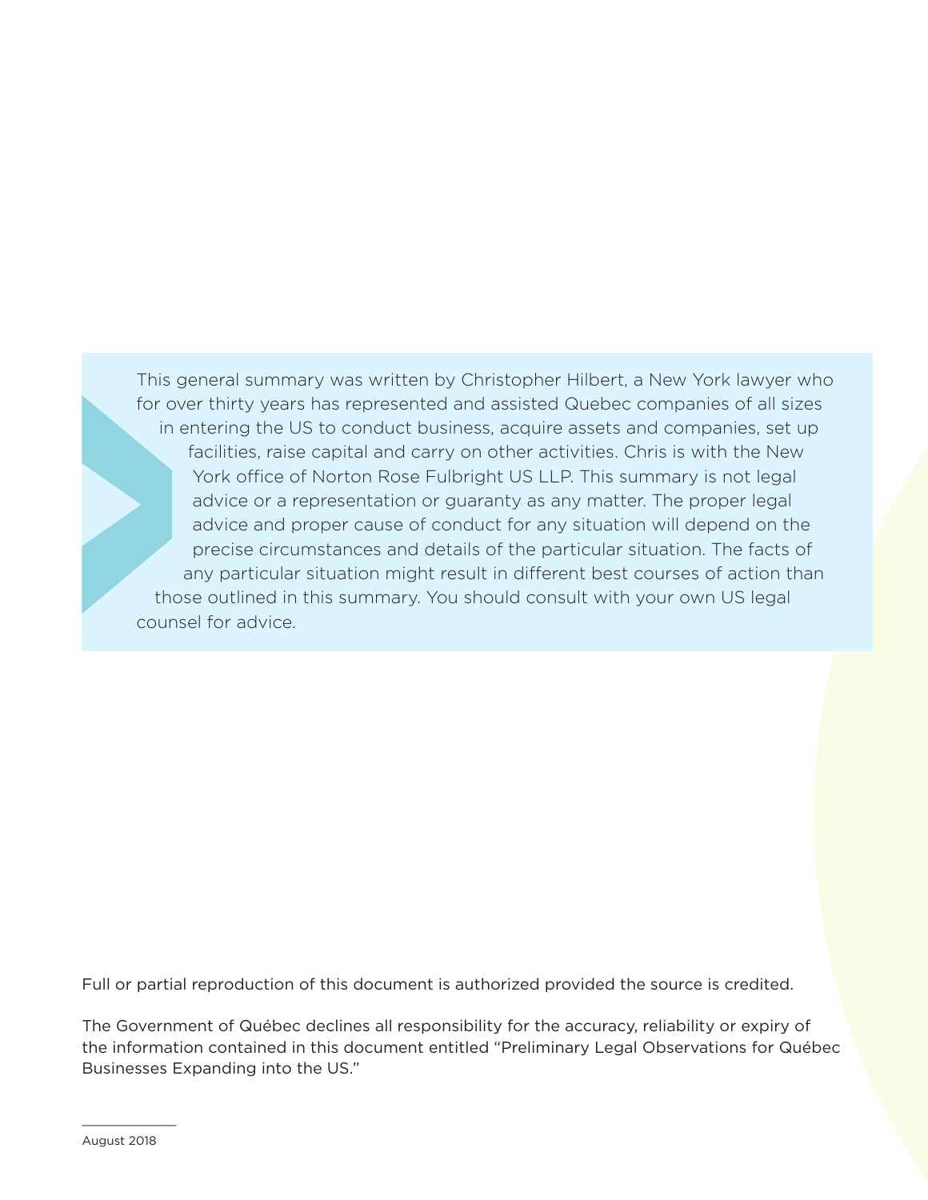This general summary was written by Christopher Hilbert, a New York lawyer who for over thirty years has represented and assisted Quebec companies of all sizes in entering the US to conduct business, acquire assets and companies, set up facilities, raise capital and carry on other activities. Chris is with the New York office of Norton Rose Fulbright US LLP. This summary is not legal advice or a representation or guaranty as any matter. The proper legal advice and proper cause of conduct for any situation will depend on the precise circumstances and details of the particular situation. The facts of any particular situation might result in different best courses of action than those outlined in this summary. You should consult with your own US legal counsel for advice.

Full or partial reproduction of this document is authorized provided the source is credited.

The Government of Québec declines all responsibility for the accuracy, reliability or expiry of the information contained in this document entitled "Preliminary Legal Observations for Québec Businesses Expanding into the US."

August 2018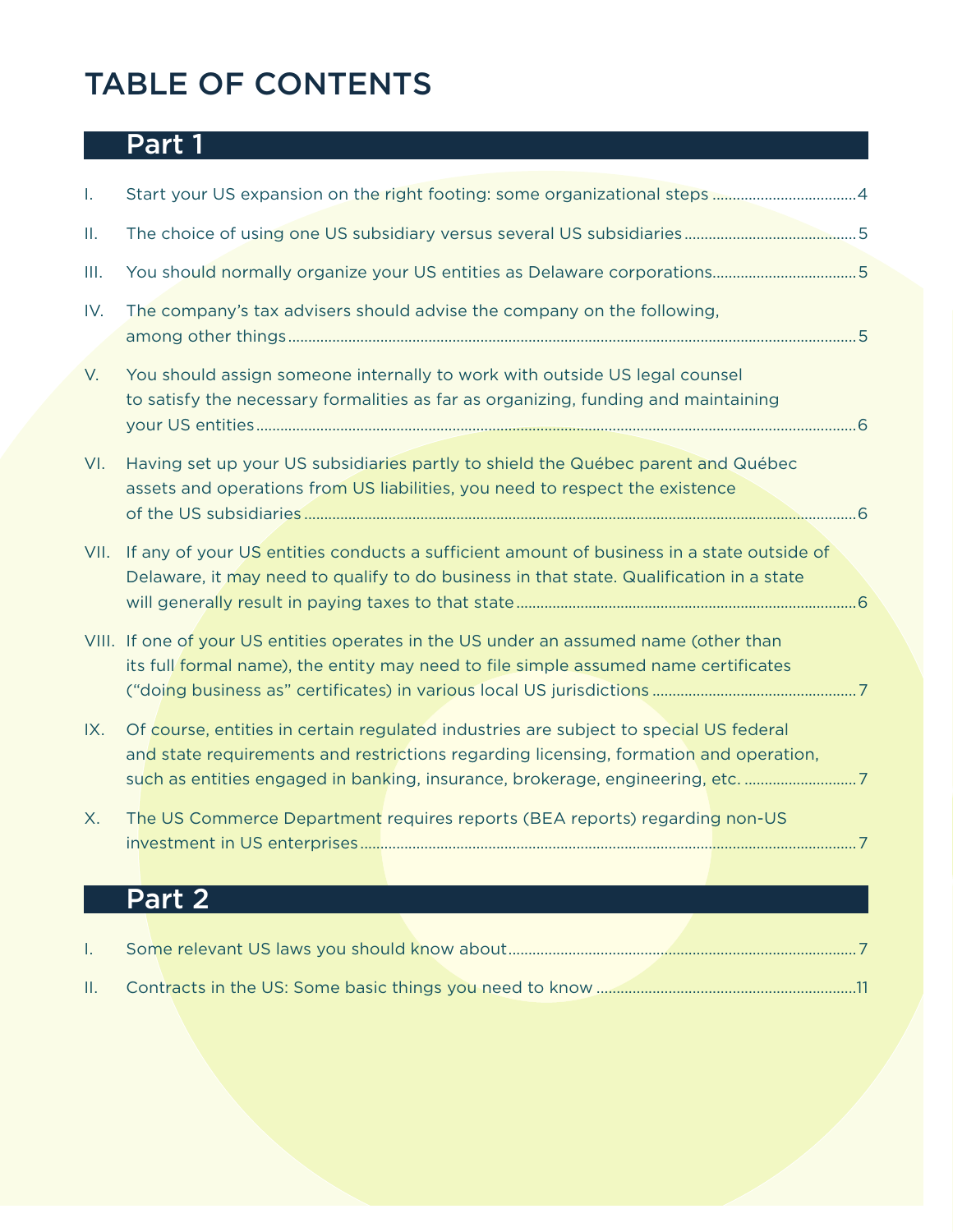# TABLE OF CONTENTS

## Part 1

I. Start your US expansion on the right footing: some organizational steps ....................................4

II. The choice of using one US subsidiary versus several US subsidiaries ..........................................5

III. You should normally organize your US entities as Delaware corporations....................................5

IV. The company's tax advisers should advise the company on the following, among other things .............................................................................................................................................5

V. You should assign someone internally to work with outside US legal counsel to satisfy the necessary formalities as far as organizing, funding and maintaining your US entities .....................................................................................................................................................6

VI. Having set up your US subsidiaries partly to shield the Québec parent and Québec assets and operations from US liabilities, you need to respect the existence of the US subsidiaries .......................................................................................................................................6

VII. If any of your US entities conducts a sufficient amount of business in a state outside of Delaware, it may need to qualify to do business in that state. Qualification in a state will generally result in paying taxes to that state ....................................................................................6

VIII. If one of your US entities operates in the US under an assumed name (other than its full formal name), the entity may need to file simple assumed name certificates ("doing business as" certificates) in various local US jurisdictions ..................................................7

IX. Of course, entities in certain regulated industries are subject to special US federal and state requirements and restrictions regarding licensing, formation and operation, such as entities engaged in banking, insurance, brokerage, engineering, etc. ............................7

X. The US Commerce Department requires reports (BEA reports) regarding non-US investment in US enterprises ..........................................................................................................................7

## Part 2

I. Some relevant US laws you should know about.......................................................................................7

II. Contracts in the US: Some basic things you need to know .................................................................11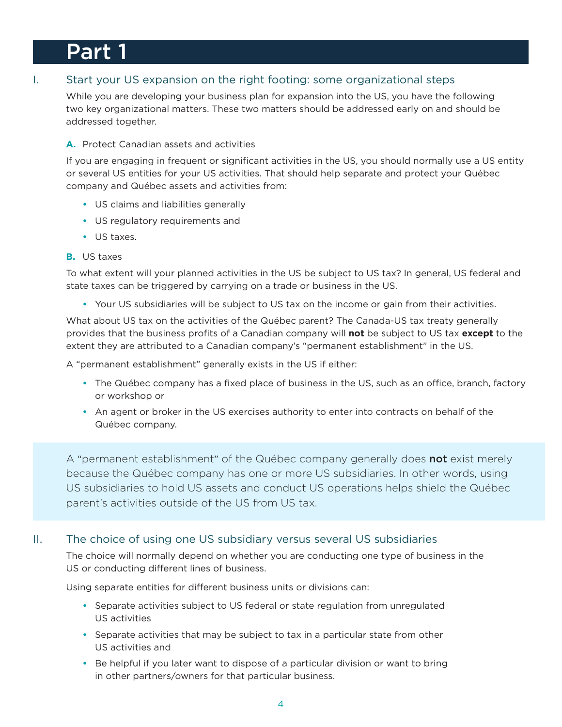# Part 1

## I. Start your US expansion on the right footing: some organizational steps

While you are developing your business plan for expansion into the US, you have the following two key organizational matters. These two matters should be addressed early on and should be addressed together.

### A. Protect Canadian assets and activities

If you are engaging in frequent or significant activities in the US, you should normally use a US entity or several US entities for your US activities. That should help separate and protect your Québec company and Québec assets and activities from:

- US claims and liabilities generally
- US regulatory requirements and
- US taxes.

### B. US taxes

To what extent will your planned activities in the US be subject to US tax? In general, US federal and state taxes can be triggered by carrying on a trade or business in the US.

- Your US subsidiaries will be subject to US tax on the income or gain from their activities.

What about US tax on the activities of the Québec parent? The Canada-US tax treaty generally provides that the business profits of a Canadian company will **not** be subject to US tax **except** to the extent they are attributed to a Canadian company's "permanent establishment" in the US.

A "permanent establishment" generally exists in the US if either:

- The Québec company has a fixed place of business in the US, such as an office, branch, factory or workshop or
- An agent or broker in the US exercises authority to enter into contracts on behalf of the Québec company.

> A "permanent establishment" of the Québec company generally does **not** exist merely because the Québec company has one or more US subsidiaries. In other words, using US subsidiaries to hold US assets and conduct US operations helps shield the Québec parent's activities outside of the US from US tax.

## II. The choice of using one US subsidiary versus several US subsidiaries

The choice will normally depend on whether you are conducting one type of business in the US or conducting different lines of business.

Using separate entities for different business units or divisions can:

- Separate activities subject to US federal or state regulation from unregulated US activities
- Separate activities that may be subject to tax in a particular state from other US activities and
- Be helpful if you later want to dispose of a particular division or want to bring in other partners/owners for that particular business.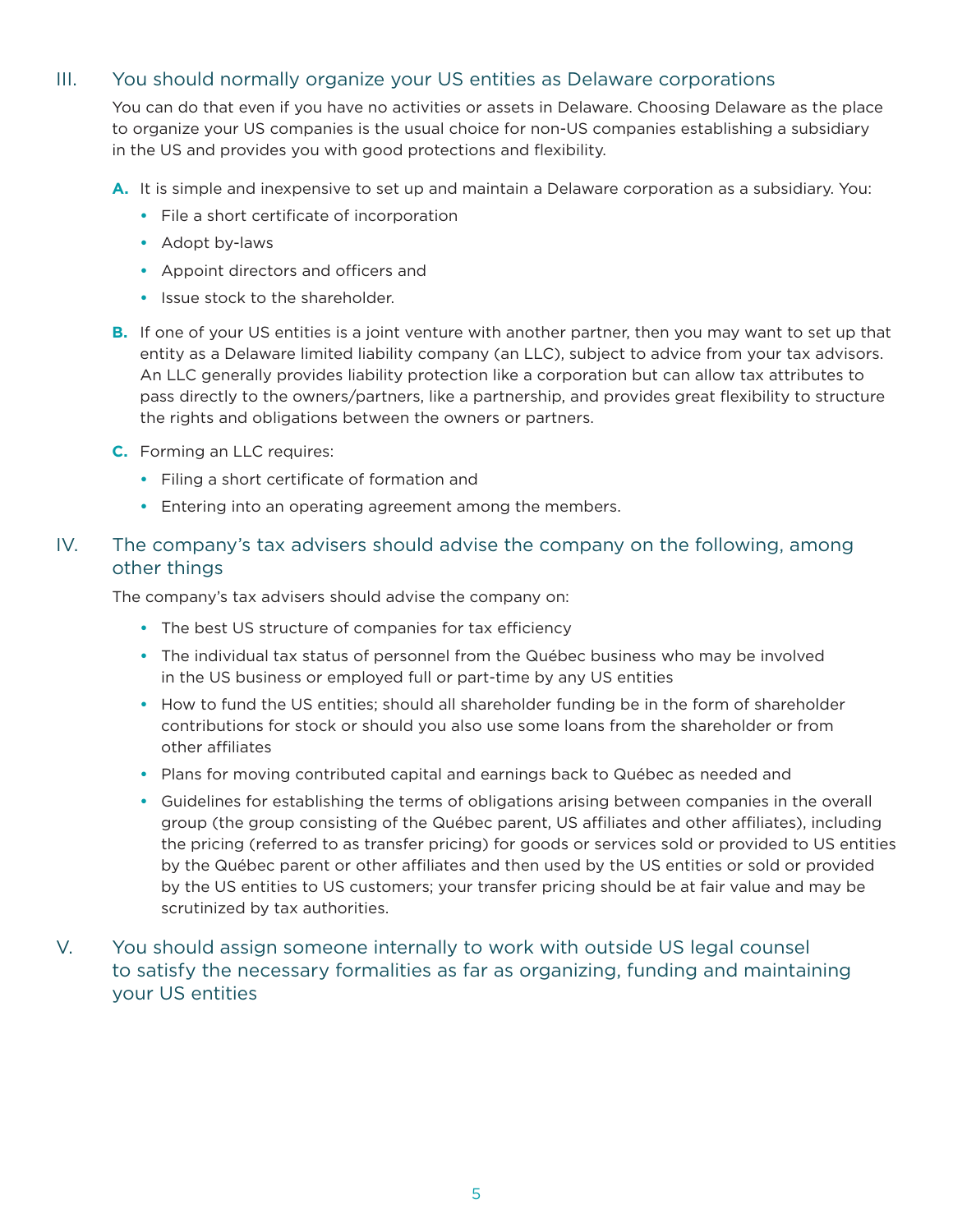## III. You should normally organize your US entities as Delaware corporations

You can do that even if you have no activities or assets in Delaware. Choosing Delaware as the place to organize your US companies is the usual choice for non-US companies establishing a subsidiary in the US and provides you with good protections and flexibility.

**A.** It is simple and inexpensive to set up and maintain a Delaware corporation as a subsidiary. You:

- File a short certificate of incorporation
- Adopt by-laws
- Appoint directors and officers and
- Issue stock to the shareholder.

**B.** If one of your US entities is a joint venture with another partner, then you may want to set up that entity as a Delaware limited liability company (an LLC), subject to advice from your tax advisors. An LLC generally provides liability protection like a corporation but can allow tax attributes to pass directly to the owners/partners, like a partnership, and provides great flexibility to structure the rights and obligations between the owners or partners.

**C.** Forming an LLC requires:

- Filing a short certificate of formation and
- Entering into an operating agreement among the members.

## IV. The company's tax advisers should advise the company on the following, among other things

The company's tax advisers should advise the company on:

- The best US structure of companies for tax efficiency
- The individual tax status of personnel from the Québec business who may be involved in the US business or employed full or part-time by any US entities
- How to fund the US entities; should all shareholder funding be in the form of shareholder contributions for stock or should you also use some loans from the shareholder or from other affiliates
- Plans for moving contributed capital and earnings back to Québec as needed and
- Guidelines for establishing the terms of obligations arising between companies in the overall group (the group consisting of the Québec parent, US affiliates and other affiliates), including the pricing (referred to as transfer pricing) for goods or services sold or provided to US entities by the Québec parent or other affiliates and then used by the US entities or sold or provided by the US entities to US customers; your transfer pricing should be at fair value and may be scrutinized by tax authorities.

## V. You should assign someone internally to work with outside US legal counsel to satisfy the necessary formalities as far as organizing, funding and maintaining your US entities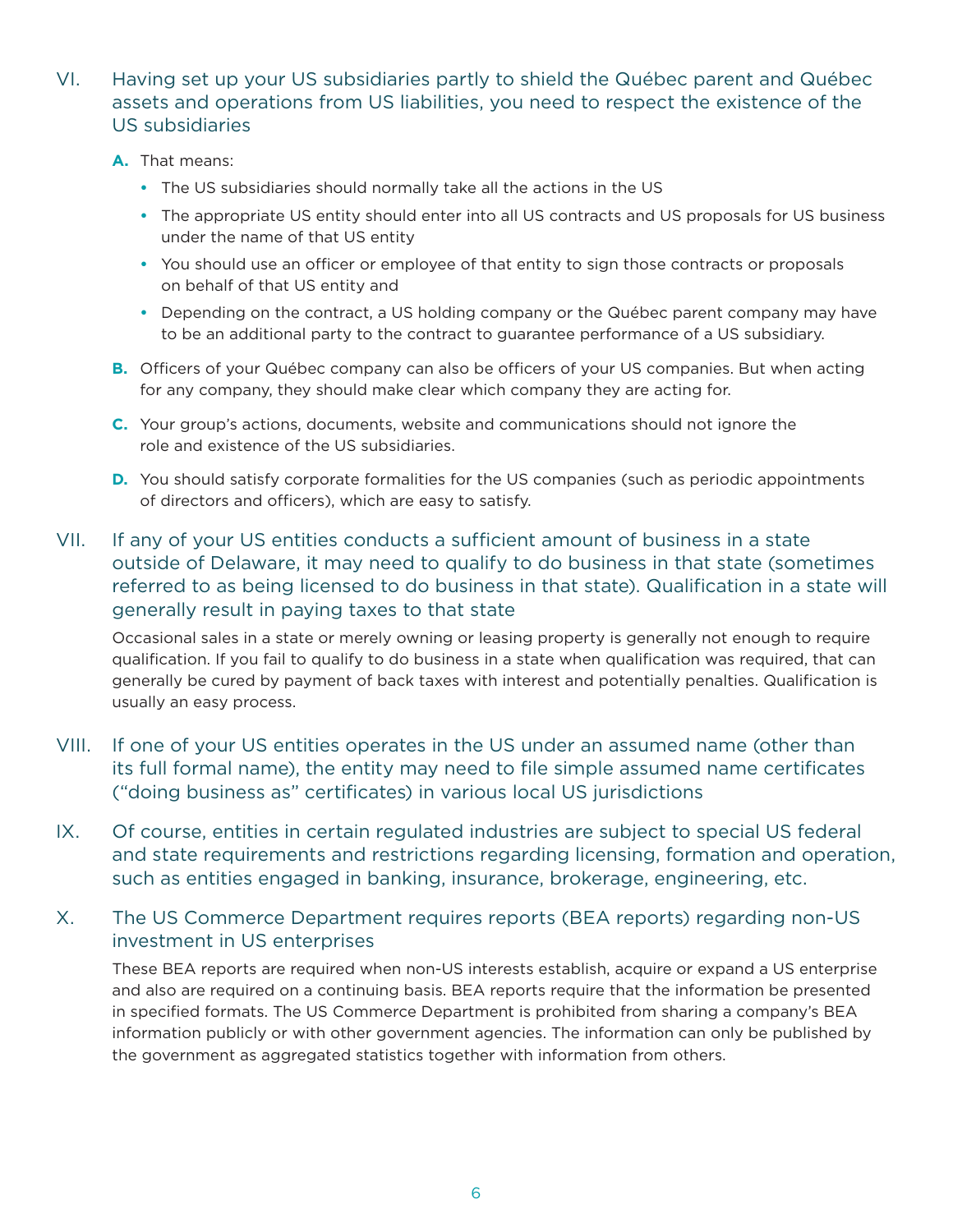## VI. Having set up your US subsidiaries partly to shield the Québec parent and Québec assets and operations from US liabilities, you need to respect the existence of the US subsidiaries

**A.** That means:

- The US subsidiaries should normally take all the actions in the US
- The appropriate US entity should enter into all US contracts and US proposals for US business under the name of that US entity
- You should use an officer or employee of that entity to sign those contracts or proposals on behalf of that US entity and
- Depending on the contract, a US holding company or the Québec parent company may have to be an additional party to the contract to guarantee performance of a US subsidiary.

**B.** Officers of your Québec company can also be officers of your US companies. But when acting for any company, they should make clear which company they are acting for.

**C.** Your group's actions, documents, website and communications should not ignore the role and existence of the US subsidiaries.

**D.** You should satisfy corporate formalities for the US companies (such as periodic appointments of directors and officers), which are easy to satisfy.

## VII. If any of your US entities conducts a sufficient amount of business in a state outside of Delaware, it may need to qualify to do business in that state (sometimes referred to as being licensed to do business in that state). Qualification in a state will generally result in paying taxes to that state

Occasional sales in a state or merely owning or leasing property is generally not enough to require qualification. If you fail to qualify to do business in a state when qualification was required, that can generally be cured by payment of back taxes with interest and potentially penalties. Qualification is usually an easy process.

## VIII. If one of your US entities operates in the US under an assumed name (other than its full formal name), the entity may need to file simple assumed name certificates ("doing business as" certificates) in various local US jurisdictions

## IX. Of course, entities in certain regulated industries are subject to special US federal and state requirements and restrictions regarding licensing, formation and operation, such as entities engaged in banking, insurance, brokerage, engineering, etc.

## X. The US Commerce Department requires reports (BEA reports) regarding non-US investment in US enterprises

These BEA reports are required when non-US interests establish, acquire or expand a US enterprise and also are required on a continuing basis. BEA reports require that the information be presented in specified formats. The US Commerce Department is prohibited from sharing a company's BEA information publicly or with other government agencies. The information can only be published by the government as aggregated statistics together with information from others.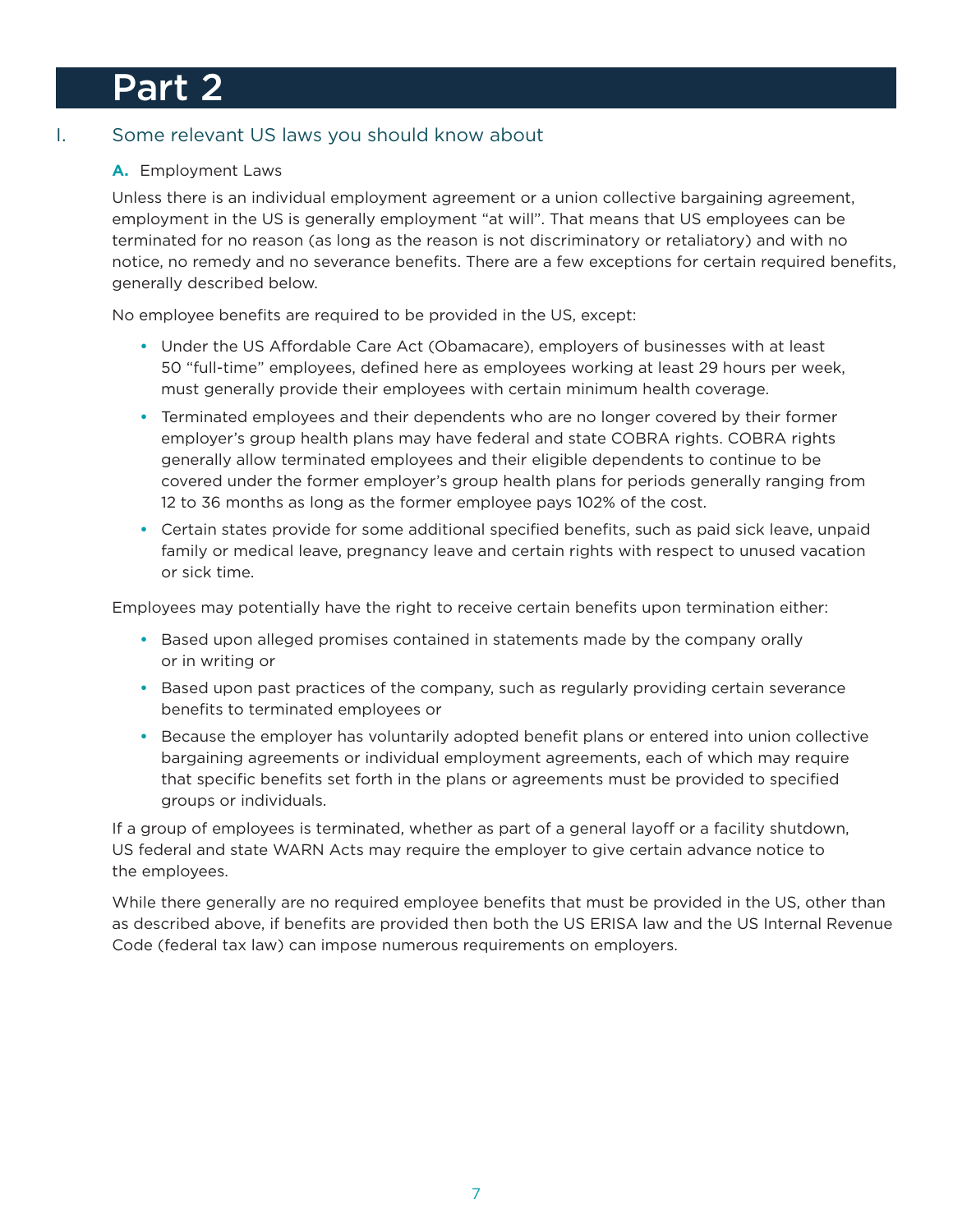# Part 2

## I. Some relevant US laws you should know about

### A. Employment Laws

Unless there is an individual employment agreement or a union collective bargaining agreement, employment in the US is generally employment "at will". That means that US employees can be terminated for no reason (as long as the reason is not discriminatory or retaliatory) and with no notice, no remedy and no severance benefits. There are a few exceptions for certain required benefits, generally described below.

No employee benefits are required to be provided in the US, except:

- Under the US Affordable Care Act (Obamacare), employers of businesses with at least 50 "full-time" employees, defined here as employees working at least 29 hours per week, must generally provide their employees with certain minimum health coverage.
- Terminated employees and their dependents who are no longer covered by their former employer's group health plans may have federal and state COBRA rights. COBRA rights generally allow terminated employees and their eligible dependents to continue to be covered under the former employer's group health plans for periods generally ranging from 12 to 36 months as long as the former employee pays 102% of the cost.
- Certain states provide for some additional specified benefits, such as paid sick leave, unpaid family or medical leave, pregnancy leave and certain rights with respect to unused vacation or sick time.

Employees may potentially have the right to receive certain benefits upon termination either:

- Based upon alleged promises contained in statements made by the company orally or in writing or
- Based upon past practices of the company, such as regularly providing certain severance benefits to terminated employees or
- Because the employer has voluntarily adopted benefit plans or entered into union collective bargaining agreements or individual employment agreements, each of which may require that specific benefits set forth in the plans or agreements must be provided to specified groups or individuals.

If a group of employees is terminated, whether as part of a general layoff or a facility shutdown, US federal and state WARN Acts may require the employer to give certain advance notice to the employees.

While there generally are no required employee benefits that must be provided in the US, other than as described above, if benefits are provided then both the US ERISA law and the US Internal Revenue Code (federal tax law) can impose numerous requirements on employers.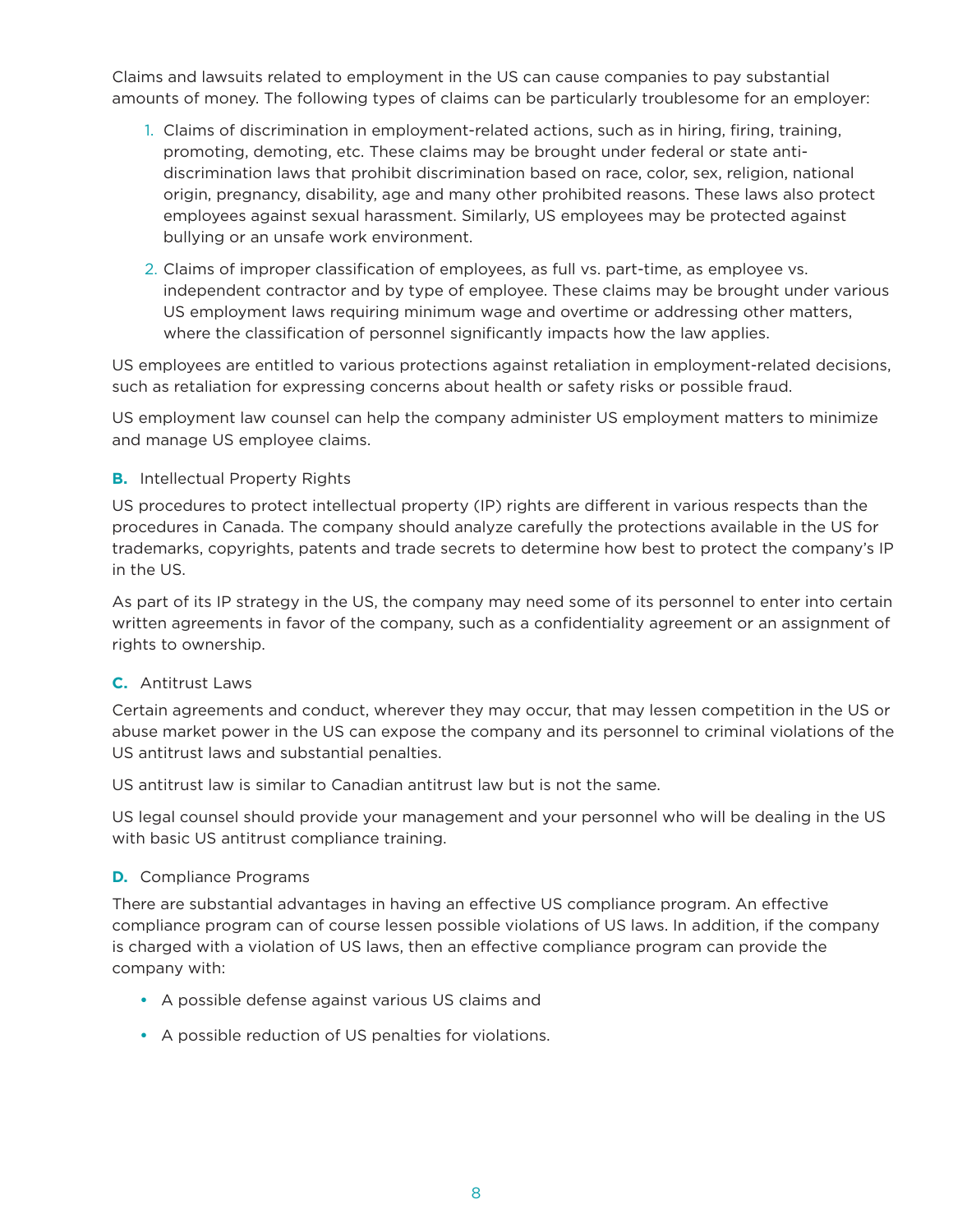Claims and lawsuits related to employment in the US can cause companies to pay substantial amounts of money. The following types of claims can be particularly troublesome for an employer:

1. Claims of discrimination in employment-related actions, such as in hiring, firing, training, promoting, demoting, etc. These claims may be brought under federal or state anti-discrimination laws that prohibit discrimination based on race, color, sex, religion, national origin, pregnancy, disability, age and many other prohibited reasons. These laws also protect employees against sexual harassment. Similarly, US employees may be protected against bullying or an unsafe work environment.
2. Claims of improper classification of employees, as full vs. part-time, as employee vs. independent contractor and by type of employee. These claims may be brought under various US employment laws requiring minimum wage and overtime or addressing other matters, where the classification of personnel significantly impacts how the law applies.

US employees are entitled to various protections against retaliation in employment-related decisions, such as retaliation for expressing concerns about health or safety risks or possible fraud.

US employment law counsel can help the company administer US employment matters to minimize and manage US employee claims.

**B.** Intellectual Property Rights

US procedures to protect intellectual property (IP) rights are different in various respects than the procedures in Canada. The company should analyze carefully the protections available in the US for trademarks, copyrights, patents and trade secrets to determine how best to protect the company's IP in the US.

As part of its IP strategy in the US, the company may need some of its personnel to enter into certain written agreements in favor of the company, such as a confidentiality agreement or an assignment of rights to ownership.

**C.** Antitrust Laws

Certain agreements and conduct, wherever they may occur, that may lessen competition in the US or abuse market power in the US can expose the company and its personnel to criminal violations of the US antitrust laws and substantial penalties.

US antitrust law is similar to Canadian antitrust law but is not the same.

US legal counsel should provide your management and your personnel who will be dealing in the US with basic US antitrust compliance training.

**D.** Compliance Programs

There are substantial advantages in having an effective US compliance program. An effective compliance program can of course lessen possible violations of US laws. In addition, if the company is charged with a violation of US laws, then an effective compliance program can provide the company with:

- A possible defense against various US claims and
- A possible reduction of US penalties for violations.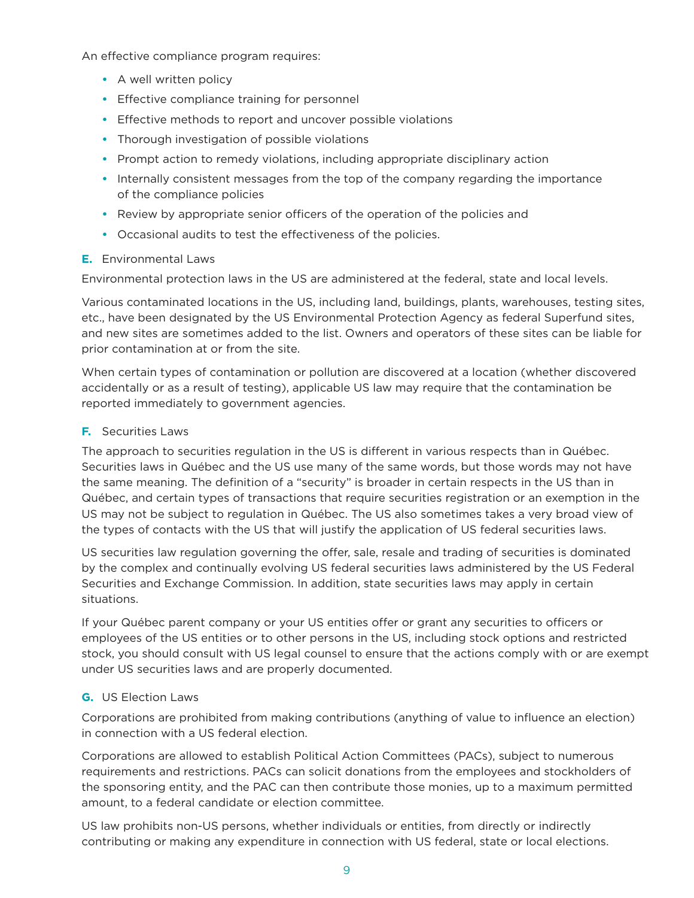An effective compliance program requires:

- A well written policy
- Effective compliance training for personnel
- Effective methods to report and uncover possible violations
- Thorough investigation of possible violations
- Prompt action to remedy violations, including appropriate disciplinary action
- Internally consistent messages from the top of the company regarding the importance of the compliance policies
- Review by appropriate senior officers of the operation of the policies and
- Occasional audits to test the effectiveness of the policies.

### **E.** Environmental Laws

Environmental protection laws in the US are administered at the federal, state and local levels.

Various contaminated locations in the US, including land, buildings, plants, warehouses, testing sites, etc., have been designated by the US Environmental Protection Agency as federal Superfund sites, and new sites are sometimes added to the list. Owners and operators of these sites can be liable for prior contamination at or from the site.

When certain types of contamination or pollution are discovered at a location (whether discovered accidentally or as a result of testing), applicable US law may require that the contamination be reported immediately to government agencies.

### **F.** Securities Laws

The approach to securities regulation in the US is different in various respects than in Québec. Securities laws in Québec and the US use many of the same words, but those words may not have the same meaning. The definition of a "security" is broader in certain respects in the US than in Québec, and certain types of transactions that require securities registration or an exemption in the US may not be subject to regulation in Québec. The US also sometimes takes a very broad view of the types of contacts with the US that will justify the application of US federal securities laws.

US securities law regulation governing the offer, sale, resale and trading of securities is dominated by the complex and continually evolving US federal securities laws administered by the US Federal Securities and Exchange Commission. In addition, state securities laws may apply in certain situations.

If your Québec parent company or your US entities offer or grant any securities to officers or employees of the US entities or to other persons in the US, including stock options and restricted stock, you should consult with US legal counsel to ensure that the actions comply with or are exempt under US securities laws and are properly documented.

### **G.** US Election Laws

Corporations are prohibited from making contributions (anything of value to influence an election) in connection with a US federal election.

Corporations are allowed to establish Political Action Committees (PACs), subject to numerous requirements and restrictions. PACs can solicit donations from the employees and stockholders of the sponsoring entity, and the PAC can then contribute those monies, up to a maximum permitted amount, to a federal candidate or election committee.

US law prohibits non-US persons, whether individuals or entities, from directly or indirectly contributing or making any expenditure in connection with US federal, state or local elections.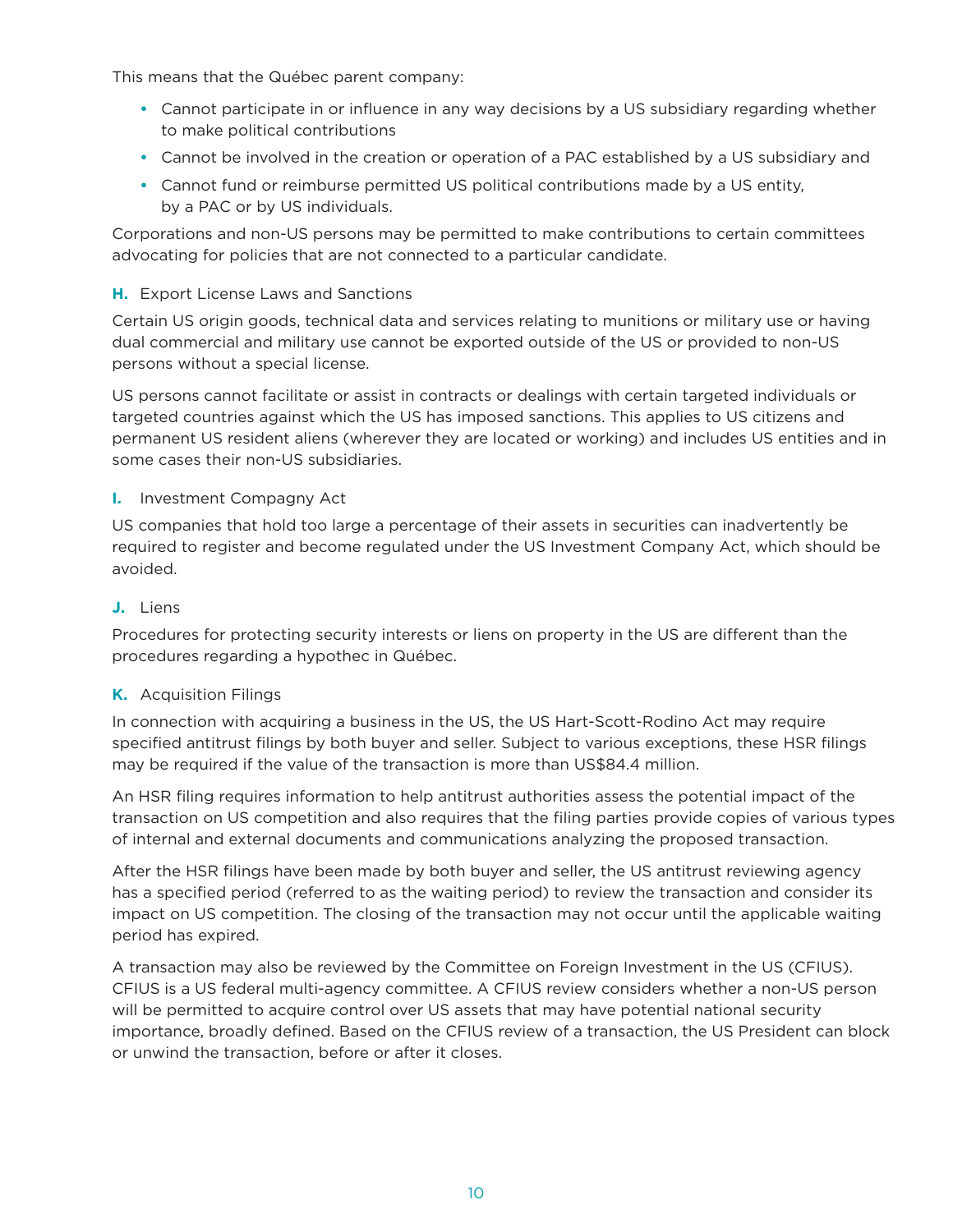This means that the Québec parent company:

- Cannot participate in or influence in any way decisions by a US subsidiary regarding whether to make political contributions
- Cannot be involved in the creation or operation of a PAC established by a US subsidiary and
- Cannot fund or reimburse permitted US political contributions made by a US entity, by a PAC or by US individuals.

Corporations and non-US persons may be permitted to make contributions to certain committees advocating for policies that are not connected to a particular candidate.

### H. Export License Laws and Sanctions

Certain US origin goods, technical data and services relating to munitions or military use or having dual commercial and military use cannot be exported outside of the US or provided to non-US persons without a special license.

US persons cannot facilitate or assist in contracts or dealings with certain targeted individuals or targeted countries against which the US has imposed sanctions. This applies to US citizens and permanent US resident aliens (wherever they are located or working) and includes US entities and in some cases their non-US subsidiaries.

### I. Investment Compagny Act

US companies that hold too large a percentage of their assets in securities can inadvertently be required to register and become regulated under the US Investment Company Act, which should be avoided.

### J. Liens

Procedures for protecting security interests or liens on property in the US are different than the procedures regarding a hypothec in Québec.

### K. Acquisition Filings

In connection with acquiring a business in the US, the US Hart-Scott-Rodino Act may require specified antitrust filings by both buyer and seller. Subject to various exceptions, these HSR filings may be required if the value of the transaction is more than US$84.4 million.

An HSR filing requires information to help antitrust authorities assess the potential impact of the transaction on US competition and also requires that the filing parties provide copies of various types of internal and external documents and communications analyzing the proposed transaction.

After the HSR filings have been made by both buyer and seller, the US antitrust reviewing agency has a specified period (referred to as the waiting period) to review the transaction and consider its impact on US competition. The closing of the transaction may not occur until the applicable waiting period has expired.

A transaction may also be reviewed by the Committee on Foreign Investment in the US (CFIUS). CFIUS is a US federal multi-agency committee. A CFIUS review considers whether a non-US person will be permitted to acquire control over US assets that may have potential national security importance, broadly defined. Based on the CFIUS review of a transaction, the US President can block or unwind the transaction, before or after it closes.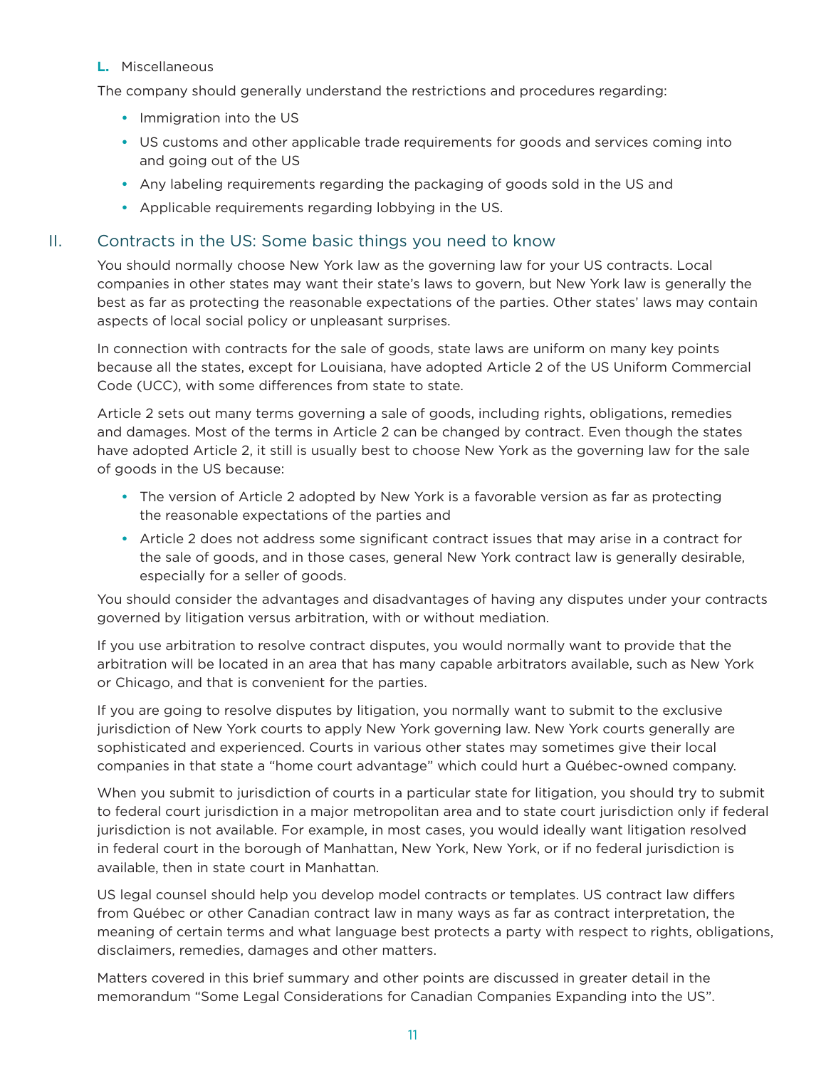**L.** Miscellaneous

The company should generally understand the restrictions and procedures regarding:

- Immigration into the US
- US customs and other applicable trade requirements for goods and services coming into and going out of the US
- Any labeling requirements regarding the packaging of goods sold in the US and
- Applicable requirements regarding lobbying in the US.

## II. Contracts in the US: Some basic things you need to know

You should normally choose New York law as the governing law for your US contracts. Local companies in other states may want their state's laws to govern, but New York law is generally the best as far as protecting the reasonable expectations of the parties. Other states' laws may contain aspects of local social policy or unpleasant surprises.

In connection with contracts for the sale of goods, state laws are uniform on many key points because all the states, except for Louisiana, have adopted Article 2 of the US Uniform Commercial Code (UCC), with some differences from state to state.

Article 2 sets out many terms governing a sale of goods, including rights, obligations, remedies and damages. Most of the terms in Article 2 can be changed by contract. Even though the states have adopted Article 2, it still is usually best to choose New York as the governing law for the sale of goods in the US because:

- The version of Article 2 adopted by New York is a favorable version as far as protecting the reasonable expectations of the parties and
- Article 2 does not address some significant contract issues that may arise in a contract for the sale of goods, and in those cases, general New York contract law is generally desirable, especially for a seller of goods.

You should consider the advantages and disadvantages of having any disputes under your contracts governed by litigation versus arbitration, with or without mediation.

If you use arbitration to resolve contract disputes, you would normally want to provide that the arbitration will be located in an area that has many capable arbitrators available, such as New York or Chicago, and that is convenient for the parties.

If you are going to resolve disputes by litigation, you normally want to submit to the exclusive jurisdiction of New York courts to apply New York governing law. New York courts generally are sophisticated and experienced. Courts in various other states may sometimes give their local companies in that state a "home court advantage" which could hurt a Québec-owned company.

When you submit to jurisdiction of courts in a particular state for litigation, you should try to submit to federal court jurisdiction in a major metropolitan area and to state court jurisdiction only if federal jurisdiction is not available. For example, in most cases, you would ideally want litigation resolved in federal court in the borough of Manhattan, New York, New York, or if no federal jurisdiction is available, then in state court in Manhattan.

US legal counsel should help you develop model contracts or templates. US contract law differs from Québec or other Canadian contract law in many ways as far as contract interpretation, the meaning of certain terms and what language best protects a party with respect to rights, obligations, disclaimers, remedies, damages and other matters.

Matters covered in this brief summary and other points are discussed in greater detail in the memorandum "Some Legal Considerations for Canadian Companies Expanding into the US".